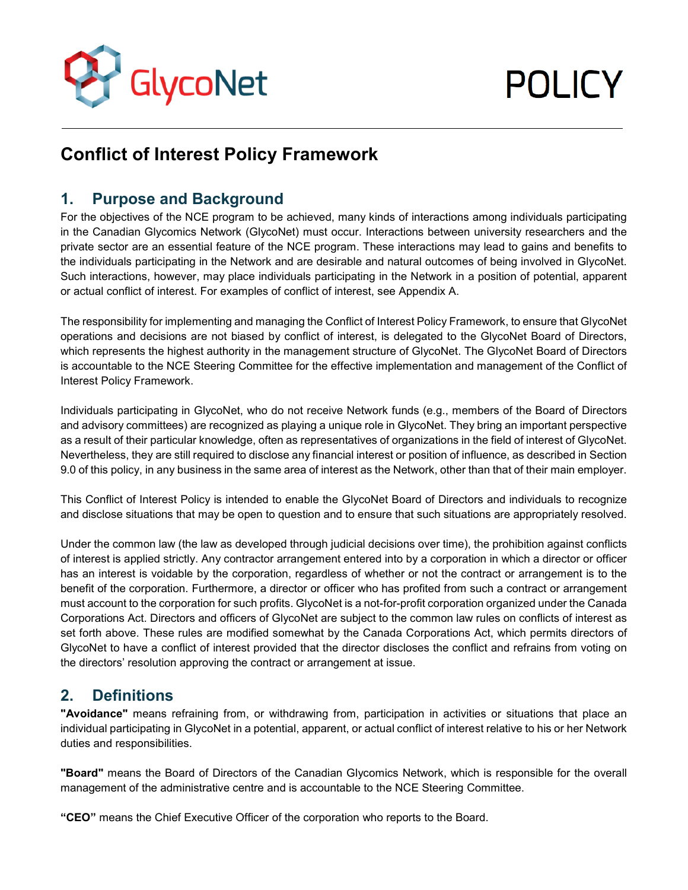# Conflict of Interest Policy Framework

## 1. Purpose and Background

For the objectives of the NCE program to be achieved, many kinds of interactions among individuals participating in the Canadian Glycomics Network (GlycoNet) must occur. Interactions between university researchers and the private sector are an essential feature of the NCE program. These interactions may lead to gains and benefits to the individuals participating in the Network and are desirable and natural outcomes of being involved in GlycoNet. Such interactions, however, may place individuals participating in the Network in a position of potential, apparent or actual conflict of interest. For examples of conflict of interest, see Appendix A.

The responsibility for implementing and managing the Conflict of Interest Policy Framework, to ensure that GlycoNet operations and decisions are not biased by conflict of interest, is delegated to the GlycoNet Board of Directors, which represents the highest authority in the management structure of GlycoNet. The GlycoNet Board of Directors is accountable to the NCE Steering Committee for the effective implementation and management of the Conflict of Interest Policy Framework.

Individuals participating in GlycoNet, who do not receive Network funds (e.g., members of the Board of Directors and advisory committees) are recognized as playing a unique role in GlycoNet. They bring an important perspective as a result of their particular knowledge, often as representatives of organizations in the field of interest of GlycoNet. Nevertheless, they are still required to disclose any financial interest or position of influence, as described in Section 9.0 of this policy, in any business in the same area of interest as the Network, other than that of their main employer.

This Conflict of Interest Policy is intended to enable the GlycoNet Board of Directors and individuals to recognize and disclose situations that may be open to question and to ensure that such situations are appropriately resolved.

Under the common law (the law as developed through judicial decisions over time), the prohibition against conflicts of interest is applied strictly. Any contractor arrangement entered into by a corporation in which a director or officer has an interest is voidable by the corporation, regardless of whether or not the contract or arrangement is to the benefit of the corporation. Furthermore, a director or officer who has profited from such a contract or arrangement must account to the corporation for such profits. GlycoNet is a not-for-profit corporation organized under the Canada Corporations Act. Directors and officers of GlycoNet are subject to the common law rules on conflicts of interest as set forth above. These rules are modified somewhat by the Canada Corporations Act, which permits directors of GlycoNet to have a conflict of interest provided that the director discloses the conflict and refrains from voting on the directors' resolution approving the contract or arrangement at issue.

## 2. Definitions

**"Avoidance"** means refraining from, or withdrawing from, participation in activities or situations that place an individual participating in GlycoNet in a potential, apparent, or actual conflict of interest relative to his or her Network duties and responsibilities.

**"Board"** means the Board of Directors of the Canadian Glycomics Network, which is responsible for the overall management of the administrative centre and is accountable to the NCE Steering Committee.

**"CEO"** means the Chief Executive Officer of the corporation who reports to the Board.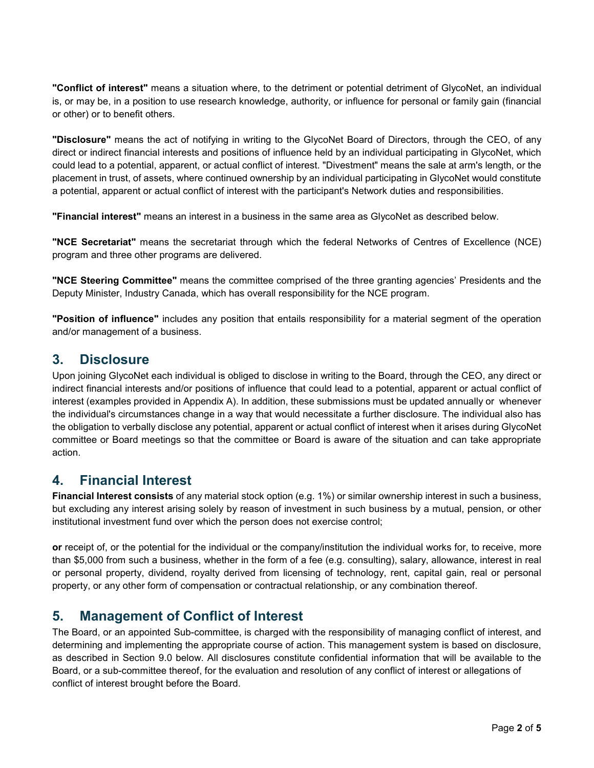**"Conflict of interest"** means a situation where, to the detriment or potential detriment of GlycoNet, an individual is, or may be, in a position to use research knowledge, authority, or influence for personal or family gain (financial or other) or to benefit others.

**"Disclosure"** means the act of notifying in writing to the GlycoNet Board of Directors, through the CEO, of any direct or indirect financial interests and positions of influence held by an individual participating in GlycoNet, which could lead to a potential, apparent, or actual conflict of interest. "Divestment" means the sale at arm's length, or the placement in trust, of assets, where continued ownership by an individual participating in GlycoNet would constitute a potential, apparent or actual conflict of interest with the participant's Network duties and responsibilities.

**"Financial interest"** means an interest in a business in the same area as GlycoNet as described below.

**"NCE Secretariat"** means the secretariat through which the federal Networks of Centres of Excellence (NCE) program and three other programs are delivered.

**"NCE Steering Committee"** means the committee comprised of the three granting agencies' Presidents and the Deputy Minister, Industry Canada, which has overall responsibility for the NCE program.

**"Position of influence"** includes any position that entails responsibility for a material segment of the operation and/or management of a business.

## 3. Disclosure

Upon joining GlycoNet each individual is obliged to disclose in writing to the Board, through the CEO, any direct or indirect financial interests and/or positions of influence that could lead to a potential, apparent or actual conflict of interest (examples provided in Appendix A). In addition, these submissions must be updated annually or whenever the individual's circumstances change in a way that would necessitate a further disclosure. The individual also has the obligation to verbally disclose any potential, apparent or actual conflict of interest when it arises during GlycoNet committee or Board meetings so that the committee or Board is aware of the situation and can take appropriate action.

## 4. Financial Interest

**Financial Interest consists** of any material stock option (e.g. 1%) or similar ownership interest in such a business, but excluding any interest arising solely by reason of investment in such business by a mutual, pension, or other institutional investment fund over which the person does not exercise control;

**or** receipt of, or the potential for the individual or the company/institution the individual works for, to receive, more than $5,000 from such a business, whether in the form of a fee (e.g. consulting), salary, allowance, interest in real or personal property, dividend, royalty derived from licensing of technology, rent, capital gain, real or personal property, or any other form of compensation or contractual relationship, or any combination thereof.

## 5. Management of Conflict of Interest

The Board, or an appointed Sub-committee, is charged with the responsibility of managing conflict of interest, and determining and implementing the appropriate course of action. This management system is based on disclosure, as described in Section 9.0 below. All disclosures constitute confidential information that will be available to the Board, or a sub-committee thereof, for the evaluation and resolution of any conflict of interest or allegations of conflict of interest brought before the Board.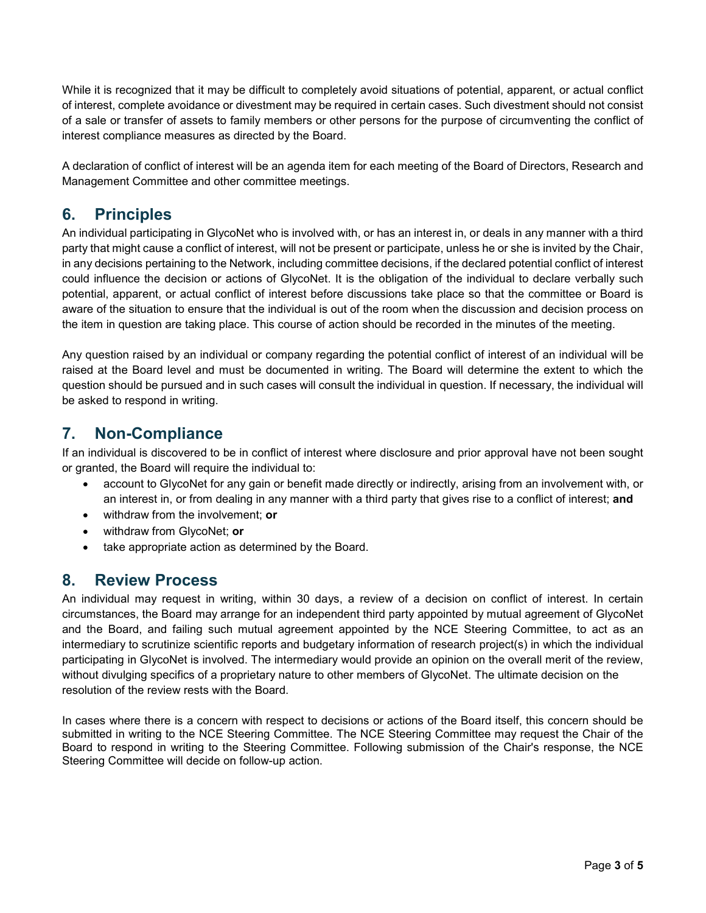While it is recognized that it may be difficult to completely avoid situations of potential, apparent, or actual conflict of interest, complete avoidance or divestment may be required in certain cases. Such divestment should not consist of a sale or transfer of assets to family members or other persons for the purpose of circumventing the conflict of interest compliance measures as directed by the Board.

A declaration of conflict of interest will be an agenda item for each meeting of the Board of Directors, Research and Management Committee and other committee meetings.

## 6. Principles

An individual participating in GlycoNet who is involved with, or has an interest in, or deals in any manner with a third party that might cause a conflict of interest, will not be present or participate, unless he or she is invited by the Chair, in any decisions pertaining to the Network, including committee decisions, if the declared potential conflict of interest could influence the decision or actions of GlycoNet. It is the obligation of the individual to declare verbally such potential, apparent, or actual conflict of interest before discussions take place so that the committee or Board is aware of the situation to ensure that the individual is out of the room when the discussion and decision process on the item in question are taking place. This course of action should be recorded in the minutes of the meeting.

Any question raised by an individual or company regarding the potential conflict of interest of an individual will be raised at the Board level and must be documented in writing. The Board will determine the extent to which the question should be pursued and in such cases will consult the individual in question. If necessary, the individual will be asked to respond in writing.

## 7. Non-Compliance

If an individual is discovered to be in conflict of interest where disclosure and prior approval have not been sought or granted, the Board will require the individual to:

- account to GlycoNet for any gain or benefit made directly or indirectly, arising from an involvement with, or an interest in, or from dealing in any manner with a third party that gives rise to a conflict of interest; **and**
- withdraw from the involvement; **or**
- withdraw from GlycoNet; **or**
- take appropriate action as determined by the Board.

## 8. Review Process

An individual may request in writing, within 30 days, a review of a decision on conflict of interest. In certain circumstances, the Board may arrange for an independent third party appointed by mutual agreement of GlycoNet and the Board, and failing such mutual agreement appointed by the NCE Steering Committee, to act as an intermediary to scrutinize scientific reports and budgetary information of research project(s) in which the individual participating in GlycoNet is involved. The intermediary would provide an opinion on the overall merit of the review, without divulging specifics of a proprietary nature to other members of GlycoNet. The ultimate decision on the resolution of the review rests with the Board.

In cases where there is a concern with respect to decisions or actions of the Board itself, this concern should be submitted in writing to the NCE Steering Committee. The NCE Steering Committee may request the Chair of the Board to respond in writing to the Steering Committee. Following submission of the Chair's response, the NCE Steering Committee will decide on follow-up action.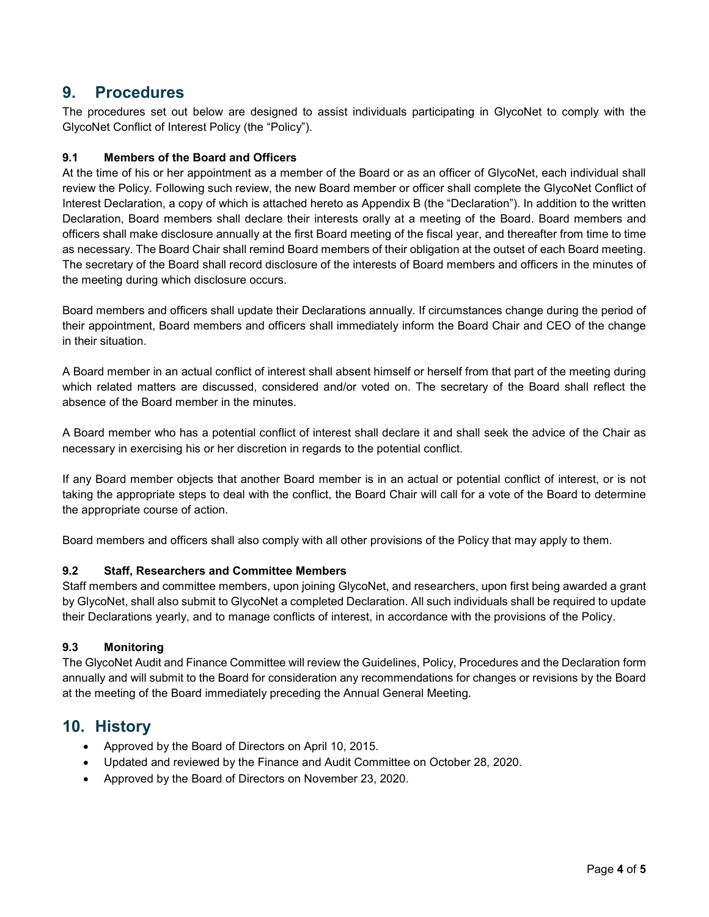## 9. Procedures

The procedures set out below are designed to assist individuals participating in GlycoNet to comply with the GlycoNet Conflict of Interest Policy (the "Policy").

### 9.1 Members of the Board and Officers

At the time of his or her appointment as a member of the Board or as an officer of GlycoNet, each individual shall review the Policy. Following such review, the new Board member or officer shall complete the GlycoNet Conflict of Interest Declaration, a copy of which is attached hereto as Appendix B (the "Declaration"). In addition to the written Declaration, Board members shall declare their interests orally at a meeting of the Board. Board members and officers shall make disclosure annually at the first Board meeting of the fiscal year, and thereafter from time to time as necessary. The Board Chair shall remind Board members of their obligation at the outset of each Board meeting. The secretary of the Board shall record disclosure of the interests of Board members and officers in the minutes of the meeting during which disclosure occurs.

Board members and officers shall update their Declarations annually. If circumstances change during the period of their appointment, Board members and officers shall immediately inform the Board Chair and CEO of the change in their situation.

A Board member in an actual conflict of interest shall absent himself or herself from that part of the meeting during which related matters are discussed, considered and/or voted on. The secretary of the Board shall reflect the absence of the Board member in the minutes.

A Board member who has a potential conflict of interest shall declare it and shall seek the advice of the Chair as necessary in exercising his or her discretion in regards to the potential conflict.

If any Board member objects that another Board member is in an actual or potential conflict of interest, or is not taking the appropriate steps to deal with the conflict, the Board Chair will call for a vote of the Board to determine the appropriate course of action.

Board members and officers shall also comply with all other provisions of the Policy that may apply to them.

### 9.2 Staff, Researchers and Committee Members

Staff members and committee members, upon joining GlycoNet, and researchers, upon first being awarded a grant by GlycoNet, shall also submit to GlycoNet a completed Declaration. All such individuals shall be required to update their Declarations yearly, and to manage conflicts of interest, in accordance with the provisions of the Policy.

### 9.3 Monitoring

The GlycoNet Audit and Finance Committee will review the Guidelines, Policy, Procedures and the Declaration form annually and will submit to the Board for consideration any recommendations for changes or revisions by the Board at the meeting of the Board immediately preceding the Annual General Meeting.

## 10. History

- Approved by the Board of Directors on April 10, 2015.
- Updated and reviewed by the Finance and Audit Committee on October 28, 2020.
- Approved by the Board of Directors on November 23, 2020.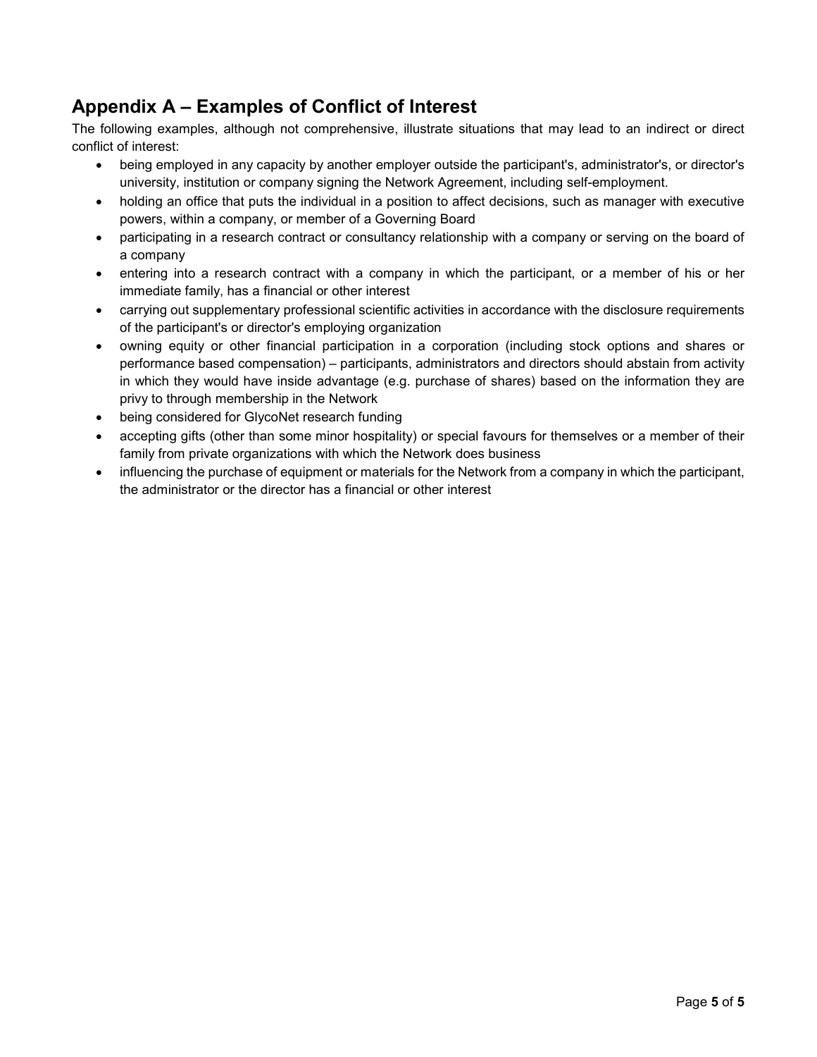## Appendix A – Examples of Conflict of Interest

The following examples, although not comprehensive, illustrate situations that may lead to an indirect or direct conflict of interest:

- being employed in any capacity by another employer outside the participant's, administrator's, or director's university, institution or company signing the Network Agreement, including self-employment.
- holding an office that puts the individual in a position to affect decisions, such as manager with executive powers, within a company, or member of a Governing Board
- participating in a research contract or consultancy relationship with a company or serving on the board of a company
- entering into a research contract with a company in which the participant, or a member of his or her immediate family, has a financial or other interest
- carrying out supplementary professional scientific activities in accordance with the disclosure requirements of the participant's or director's employing organization
- owning equity or other financial participation in a corporation (including stock options and shares or performance based compensation) – participants, administrators and directors should abstain from activity in which they would have inside advantage (e.g. purchase of shares) based on the information they are privy to through membership in the Network
- being considered for GlycoNet research funding
- accepting gifts (other than some minor hospitality) or special favours for themselves or a member of their family from private organizations with which the Network does business
- influencing the purchase of equipment or materials for the Network from a company in which the participant, the administrator or the director has a financial or other interest